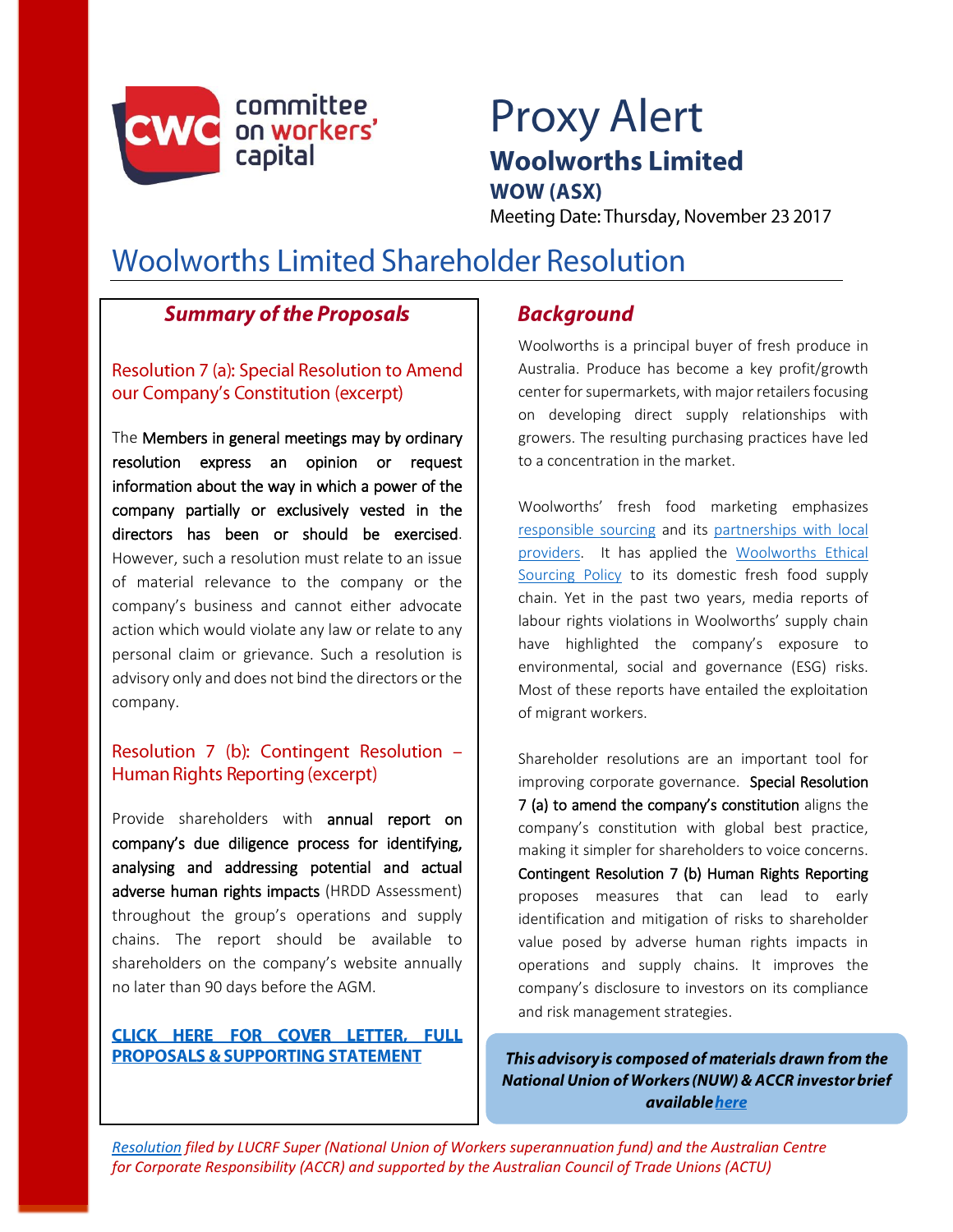committee on workers' capital

# Proxy Alert

## Woolworths Limited

### WOW (ASX)

Meeting Date: Thursday, November 23 2017

# Woolworths Limited Shareholder Resolution

## *Summary of the Proposals*

### Resolution 7 (a): Special Resolution to Amend our Company's Constitution (excerpt)

The **Members in general meetings may by ordinary resolution express an opinion or request information about the way in which a power of the company partially or exclusively vested in the directors has been or should be exercised**. However, such a resolution must relate to an issue of material relevance to the company or the company's business and cannot either advocate action which would violate any law or relate to any personal claim or grievance. Such a resolution is advisory only and does not bind the directors or the company.

### Resolution 7 (b): Contingent Resolution – Human Rights Reporting (excerpt)

Provide shareholders with **annual report on company's due diligence process for identifying, analysing and addressing potential and actual adverse human rights impacts** (HRDD Assessment) throughout the group's operations and supply chains. The report should be available to shareholders on the company's website annually no later than 90 days before the AGM.

**CLICK HERE FOR COVER LETTER, FULL PROPOSALS & SUPPORTING STATEMENT**

## *Background*

Woolworths is a principal buyer of fresh produce in Australia. Produce has become a key profit/growth center for supermarkets, with major retailers focusing on developing direct supply relationships with growers. The resulting purchasing practices have led to a concentration in the market.

Woolworths' fresh food marketing emphasizes responsible sourcing and its partnerships with local providers. It has applied the Woolworths Ethical Sourcing Policy to its domestic fresh food supply chain. Yet in the past two years, media reports of labour rights violations in Woolworths' supply chain have highlighted the company's exposure to environmental, social and governance (ESG) risks. Most of these reports have entailed the exploitation of migrant workers.

Shareholder resolutions are an important tool for improving corporate governance. **Special Resolution 7 (a) to amend the company's constitution** aligns the company's constitution with global best practice, making it simpler for shareholders to voice concerns. **Contingent Resolution 7 (b) Human Rights Reporting** proposes measures that can lead to early identification and mitigation of risks to shareholder value posed by adverse human rights impacts in operations and supply chains. It improves the company's disclosure to investors on its compliance and risk management strategies.

***This advisory is composed of materials drawn from the National Union of Workers (NUW) & ACCR investor brief available here***

*Resolution filed by LUCRF Super (National Union of Workers superannuation fund) and the Australian Centre for Corporate Responsibility (ACCR) and supported by the Australian Council of Trade Unions (ACTU)*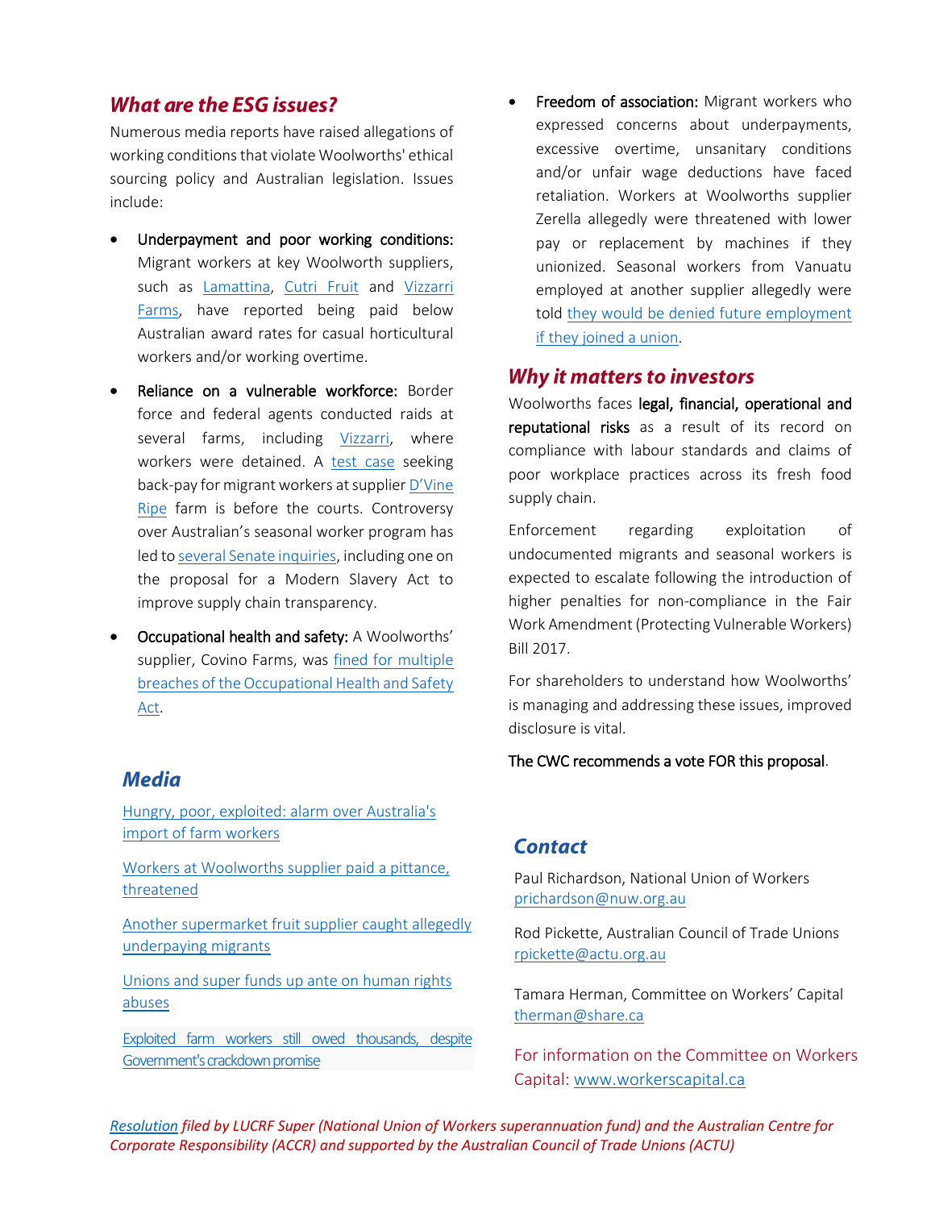## *What are the ESG issues?*

Numerous media reports have raised allegations of working conditions that violate Woolworths' ethical sourcing policy and Australian legislation. Issues include:

- **Underpayment and poor working conditions:** Migrant workers at key Woolworth suppliers, such as Lamattina, Cutri Fruit and Vizzarri Farms, have reported being paid below Australian award rates for casual horticultural workers and/or working overtime.
- **Reliance on a vulnerable workforce:** Border force and federal agents conducted raids at several farms, including Vizzarri, where workers were detained. A test case seeking back-pay for migrant workers at supplier D'Vine Ripe farm is before the courts. Controversy over Australian's seasonal worker program has led to several Senate inquiries, including one on the proposal for a Modern Slavery Act to improve supply chain transparency.
- **Occupational health and safety:** A Woolworths' supplier, Covino Farms, was fined for multiple breaches of the Occupational Health and Safety Act.
- **Freedom of association:** Migrant workers who expressed concerns about underpayments, excessive overtime, unsanitary conditions and/or unfair wage deductions have faced retaliation. Workers at Woolworths supplier Zerella allegedly were threatened with lower pay or replacement by machines if they unionized. Seasonal workers from Vanuatu employed at another supplier allegedly were told they would be denied future employment if they joined a union.

## *Why it matters to investors*

Woolworths faces **legal, financial, operational and reputational risks** as a result of its record on compliance with labour standards and claims of poor workplace practices across its fresh food supply chain.

Enforcement regarding exploitation of undocumented migrants and seasonal workers is expected to escalate following the introduction of higher penalties for non-compliance in the Fair Work Amendment (Protecting Vulnerable Workers) Bill 2017.

For shareholders to understand how Woolworths' is managing and addressing these issues, improved disclosure is vital.

**The CWC recommends a vote FOR this proposal.**

## *Media*

Hungry, poor, exploited: alarm over Australia's import of farm workers

Workers at Woolworths supplier paid a pittance, threatened

Another supermarket fruit supplier caught allegedly underpaying migrants

Unions and super funds up ante on human rights abuses

Exploited farm workers still owed thousands, despite Government's crackdown promise

## *Contact*

Paul Richardson, National Union of Workers
prichardson@nuw.org.au

Rod Pickette, Australian Council of Trade Unions
rpickette@actu.org.au

Tamara Herman, Committee on Workers' Capital
therman@share.ca

For information on the Committee on Workers Capital: www.workerscapital.ca

*Resolution filed by LUCRF Super (National Union of Workers superannuation fund) and the Australian Centre for Corporate Responsibility (ACCR) and supported by the Australian Council of Trade Unions (ACTU)*